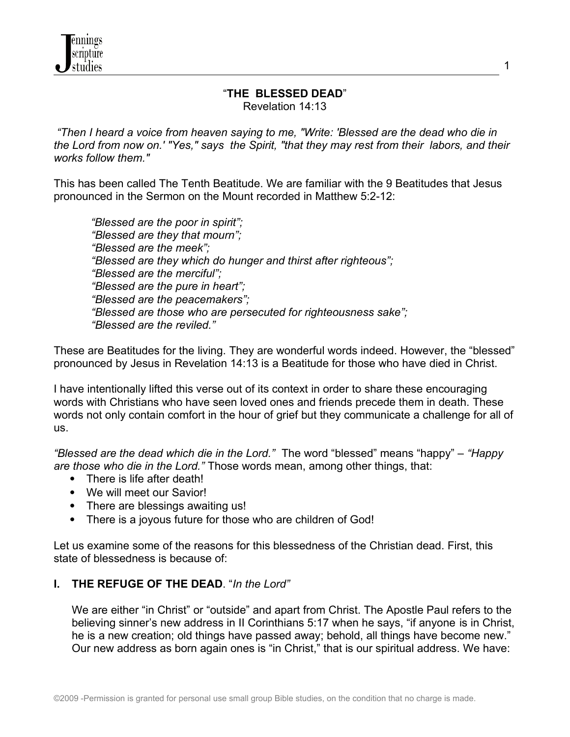# "THE BLESSED DEAD"

Revelation 14:13

*"Then I heard a voice from heaven saying to me, "Write: 'Blessed are the dead who die in the Lord from now on.' "Yes," says the Spirit, "that they may rest from their labors, and their works follow them."*

This has been called The Tenth Beatitude. We are familiar with the 9 Beatitudes that Jesus pronounced in the Sermon on the Mount recorded in Matthew 5:2-12:

> *"Blessed are the poor in spirit";*
> *"Blessed are they that mourn";*
> *"Blessed are the meek";*
> *"Blessed are they which do hunger and thirst after righteous";*
> *"Blessed are the merciful";*
> *"Blessed are the pure in heart";*
> *"Blessed are the peacemakers";*
> *"Blessed are those who are persecuted for righteousness sake";*
> *"Blessed are the reviled."*

These are Beatitudes for the living. They are wonderful words indeed. However, the "blessed" pronounced by Jesus in Revelation 14:13 is a Beatitude for those who have died in Christ.

I have intentionally lifted this verse out of its context in order to share these encouraging words with Christians who have seen loved ones and friends precede them in death. These words not only contain comfort in the hour of grief but they communicate a challenge for all of us.

*"Blessed are the dead which die in the Lord."* The word "blessed" means "happy" – *"Happy are those who die in the Lord."* Those words mean, among other things, that:

- There is life after death!
- We will meet our Savior!
- There are blessings awaiting us!
- There is a joyous future for those who are children of God!

Let us examine some of the reasons for this blessedness of the Christian dead. First, this state of blessedness is because of:

## I. THE REFUGE OF THE DEAD. "*In the Lord"*

We are either "in Christ" or "outside" and apart from Christ. The Apostle Paul refers to the believing sinner's new address in II Corinthians 5:17 when he says, "if anyone is in Christ, he is a new creation; old things have passed away; behold, all things have become new." Our new address as born again ones is "in Christ," that is our spiritual address. We have: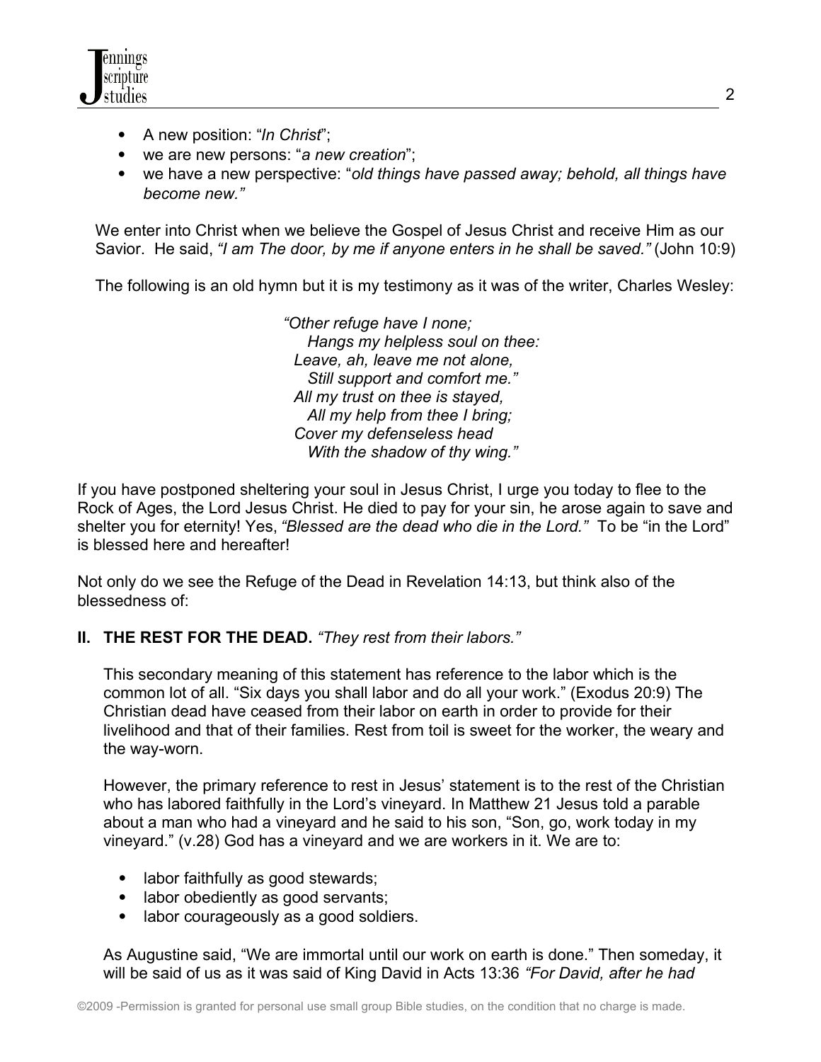- A new position: "*In Christ*";
- we are new persons: "*a new creation*";
- we have a new perspective: "*old things have passed away; behold, all things have become new.*"

We enter into Christ when we believe the Gospel of Jesus Christ and receive Him as our Savior. He said, *"I am The door, by me if anyone enters in he shall be saved."* (John 10:9)

The following is an old hymn but it is my testimony as it was of the writer, Charles Wesley:

> *"Other refuge have I none;*
> *Hangs my helpless soul on thee:*
> *Leave, ah, leave me not alone,*
> *Still support and comfort me."*
> *All my trust on thee is stayed,*
> *All my help from thee I bring;*
> *Cover my defenseless head*
> *With the shadow of thy wing."*

If you have postponed sheltering your soul in Jesus Christ, I urge you today to flee to the Rock of Ages, the Lord Jesus Christ. He died to pay for your sin, he arose again to save and shelter you for eternity! Yes, *"Blessed are the dead who die in the Lord."* To be "in the Lord" is blessed here and hereafter!

Not only do we see the Refuge of the Dead in Revelation 14:13, but think also of the blessedness of:

**II. THE REST FOR THE DEAD.** *"They rest from their labors."*

This secondary meaning of this statement has reference to the labor which is the common lot of all. "Six days you shall labor and do all your work." (Exodus 20:9) The Christian dead have ceased from their labor on earth in order to provide for their livelihood and that of their families. Rest from toil is sweet for the worker, the weary and the way-worn.

However, the primary reference to rest in Jesus' statement is to the rest of the Christian who has labored faithfully in the Lord's vineyard. In Matthew 21 Jesus told a parable about a man who had a vineyard and he said to his son, "Son, go, work today in my vineyard." (v.28) God has a vineyard and we are workers in it. We are to:

- labor faithfully as good stewards;
- labor obediently as good servants;
- labor courageously as a good soldiers.

As Augustine said, "We are immortal until our work on earth is done." Then someday, it will be said of us as it was said of King David in Acts 13:36 *"For David, after he had*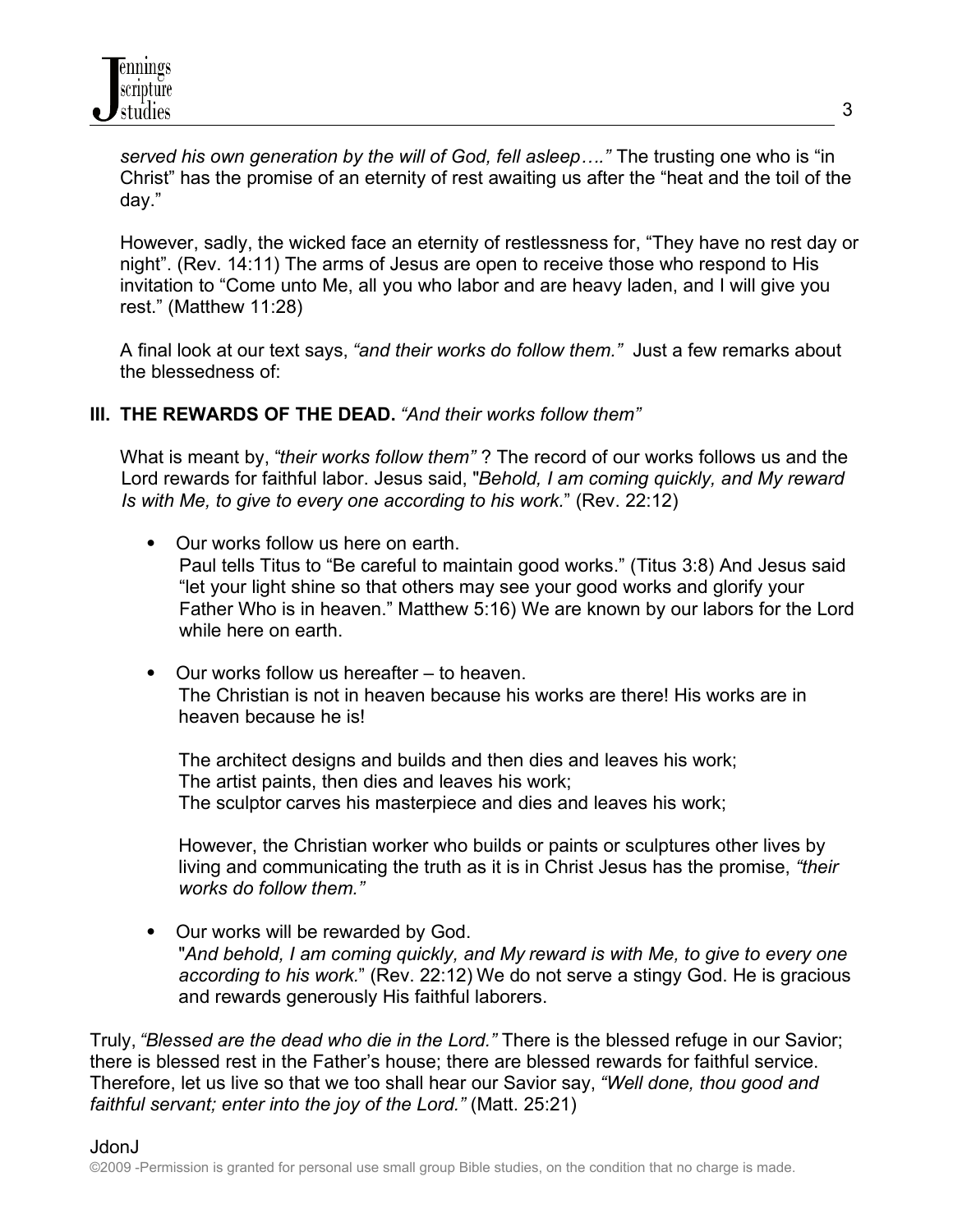*served his own generation by the will of God, fell asleep…."* The trusting one who is "in Christ" has the promise of an eternity of rest awaiting us after the "heat and the toil of the day."

However, sadly, the wicked face an eternity of restlessness for, "They have no rest day or night". (Rev. 14:11) The arms of Jesus are open to receive those who respond to His invitation to "Come unto Me, all you who labor and are heavy laden, and I will give you rest." (Matthew 11:28)

A final look at our text says, *"and their works do follow them."* Just a few remarks about the blessedness of:

## III. THE REWARDS OF THE DEAD. *"And their works follow them"*

What is meant by, "*their works follow them"* ? The record of our works follows us and the Lord rewards for faithful labor. Jesus said, "*Behold, I am coming quickly, and My reward Is with Me, to give to every one according to his work.*" (Rev. 22:12)

- Our works follow us here on earth.
  Paul tells Titus to "Be careful to maintain good works." (Titus 3:8) And Jesus said "let your light shine so that others may see your good works and glorify your Father Who is in heaven." Matthew 5:16) We are known by our labors for the Lord while here on earth.

- Our works follow us hereafter – to heaven.
  The Christian is not in heaven because his works are there! His works are in heaven because he is!

  The architect designs and builds and then dies and leaves his work;
  The artist paints, then dies and leaves his work;
  The sculptor carves his masterpiece and dies and leaves his work;

  However, the Christian worker who builds or paints or sculptures other lives by living and communicating the truth as it is in Christ Jesus has the promise, *"their works do follow them."*

- Our works will be rewarded by God.
  "*And behold, I am coming quickly, and My reward is with Me, to give to every one according to his work.*" (Rev. 22:12) We do not serve a stingy God. He is gracious and rewards generously His faithful laborers.

Truly, *"Blessed are the dead who die in the Lord."* There is the blessed refuge in our Savior; there is blessed rest in the Father's house; there are blessed rewards for faithful service. Therefore, let us live so that we too shall hear our Savior say, *"Well done, thou good and faithful servant; enter into the joy of the Lord."* (Matt. 25:21)

JdonJ

©2009 -Permission is granted for personal use small group Bible studies, on the condition that no charge is made.